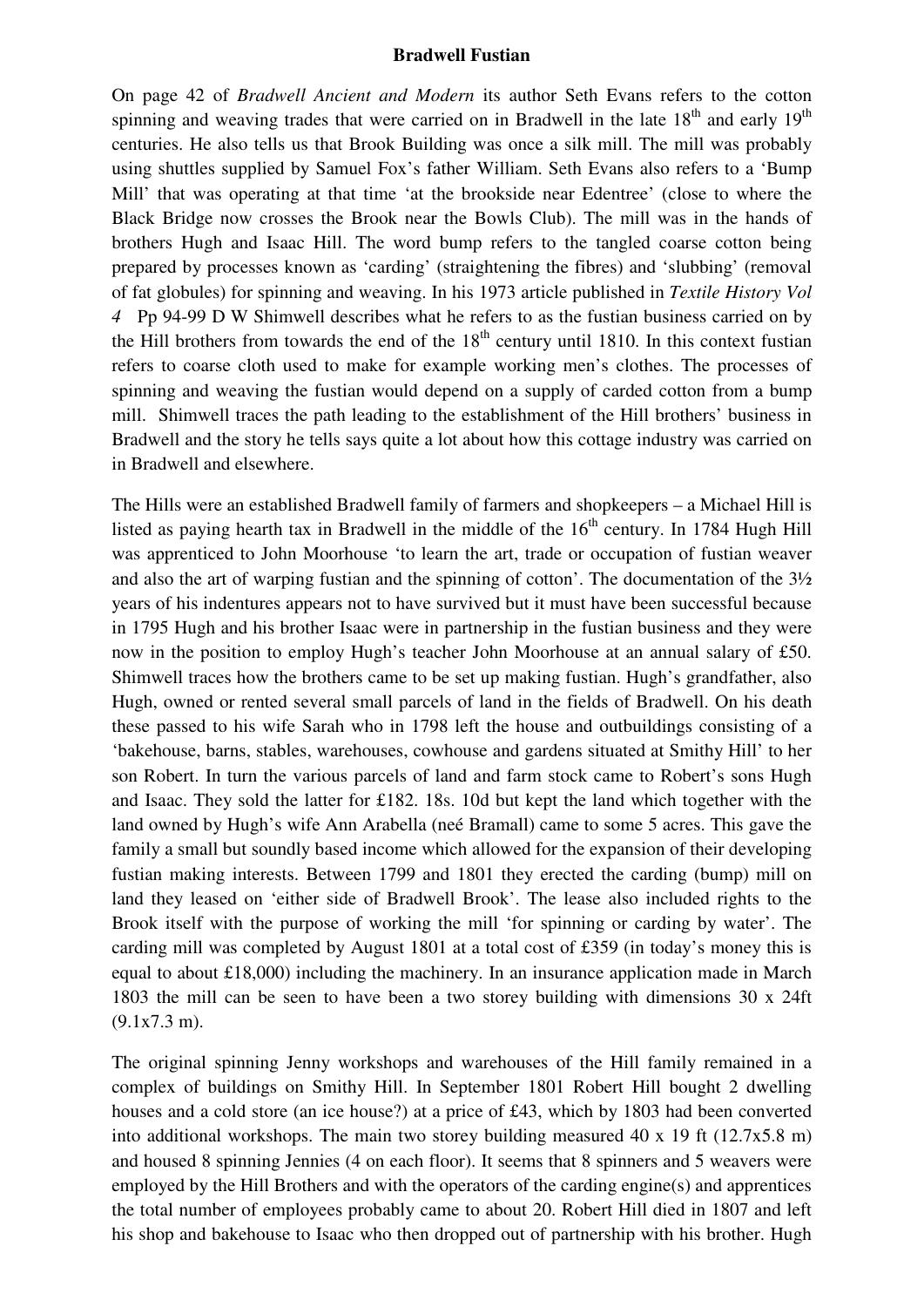# Bradwell Fustian

On page 42 of *Bradwell Ancient and Modern* its author Seth Evans refers to the cotton spinning and weaving trades that were carried on in Bradwell in the late 18th and early 19th centuries. He also tells us that Brook Building was once a silk mill. The mill was probably using shuttles supplied by Samuel Fox's father William. Seth Evans also refers to a 'Bump Mill' that was operating at that time 'at the brookside near Edentree' (close to where the Black Bridge now crosses the Brook near the Bowls Club). The mill was in the hands of brothers Hugh and Isaac Hill. The word bump refers to the tangled coarse cotton being prepared by processes known as 'carding' (straightening the fibres) and 'slubbing' (removal of fat globules) for spinning and weaving. In his 1973 article published in *Textile History Vol 4* Pp 94-99 D W Shimwell describes what he refers to as the fustian business carried on by the Hill brothers from towards the end of the 18th century until 1810. In this context fustian refers to coarse cloth used to make for example working men's clothes. The processes of spinning and weaving the fustian would depend on a supply of carded cotton from a bump mill. Shimwell traces the path leading to the establishment of the Hill brothers' business in Bradwell and the story he tells says quite a lot about how this cottage industry was carried on in Bradwell and elsewhere.

The Hills were an established Bradwell family of farmers and shopkeepers – a Michael Hill is listed as paying hearth tax in Bradwell in the middle of the 16th century. In 1784 Hugh Hill was apprenticed to John Moorhouse 'to learn the art, trade or occupation of fustian weaver and also the art of warping fustian and the spinning of cotton'. The documentation of the 3½ years of his indentures appears not to have survived but it must have been successful because in 1795 Hugh and his brother Isaac were in partnership in the fustian business and they were now in the position to employ Hugh's teacher John Moorhouse at an annual salary of £50. Shimwell traces how the brothers came to be set up making fustian. Hugh's grandfather, also Hugh, owned or rented several small parcels of land in the fields of Bradwell. On his death these passed to his wife Sarah who in 1798 left the house and outbuildings consisting of a 'bakehouse, barns, stables, warehouses, cowhouse and gardens situated at Smithy Hill' to her son Robert. In turn the various parcels of land and farm stock came to Robert's sons Hugh and Isaac. They sold the latter for £182. 18s. 10d but kept the land which together with the land owned by Hugh's wife Ann Arabella (neé Bramall) came to some 5 acres. This gave the family a small but soundly based income which allowed for the expansion of their developing fustian making interests. Between 1799 and 1801 they erected the carding (bump) mill on land they leased on 'either side of Bradwell Brook'. The lease also included rights to the Brook itself with the purpose of working the mill 'for spinning or carding by water'. The carding mill was completed by August 1801 at a total cost of £359 (in today's money this is equal to about £18,000) including the machinery. In an insurance application made in March 1803 the mill can be seen to have been a two storey building with dimensions 30 x 24ft (9.1x7.3 m).

The original spinning Jenny workshops and warehouses of the Hill family remained in a complex of buildings on Smithy Hill. In September 1801 Robert Hill bought 2 dwelling houses and a cold store (an ice house?) at a price of £43, which by 1803 had been converted into additional workshops. The main two storey building measured 40 x 19 ft (12.7x5.8 m) and housed 8 spinning Jennies (4 on each floor). It seems that 8 spinners and 5 weavers were employed by the Hill Brothers and with the operators of the carding engine(s) and apprentices the total number of employees probably came to about 20. Robert Hill died in 1807 and left his shop and bakehouse to Isaac who then dropped out of partnership with his brother. Hugh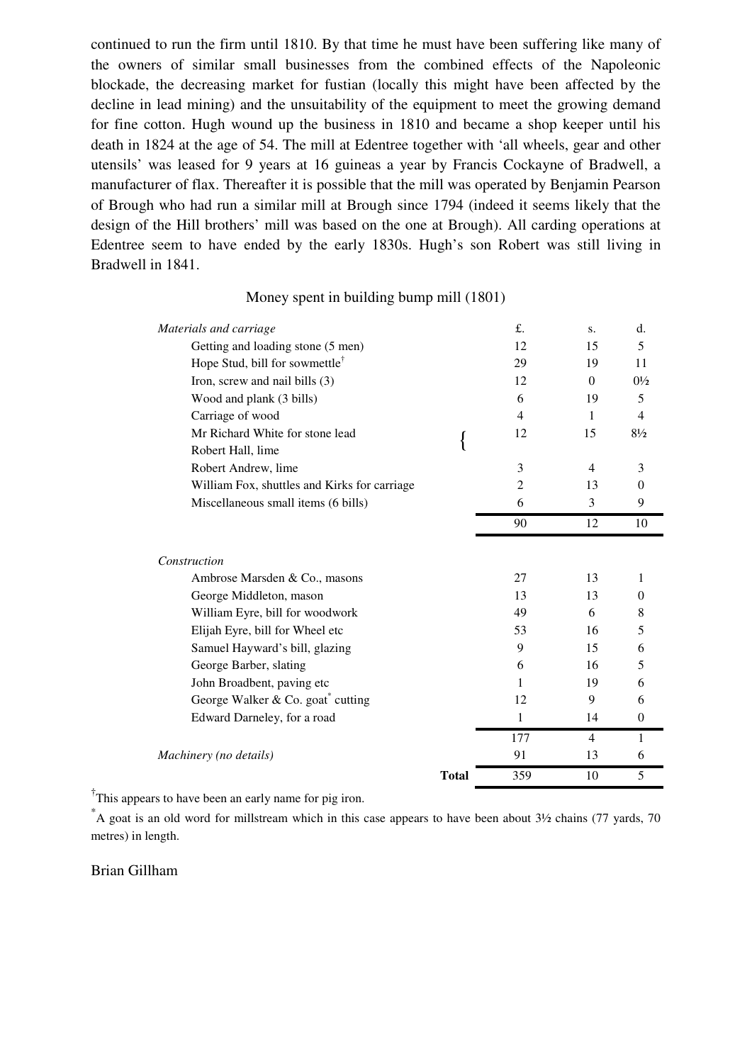continued to run the firm until 1810. By that time he must have been suffering like many of the owners of similar small businesses from the combined effects of the Napoleonic blockade, the decreasing market for fustian (locally this might have been affected by the decline in lead mining) and the unsuitability of the equipment to meet the growing demand for fine cotton. Hugh wound up the business in 1810 and became a shop keeper until his death in 1824 at the age of 54. The mill at Edentree together with 'all wheels, gear and other utensils' was leased for 9 years at 16 guineas a year by Francis Cockayne of Bradwell, a manufacturer of flax. Thereafter it is possible that the mill was operated by Benjamin Pearson of Brough who had run a similar mill at Brough since 1794 (indeed it seems likely that the design of the Hill brothers' mill was based on the one at Brough). All carding operations at Edentree seem to have ended by the early 1830s. Hugh's son Robert was still living in Bradwell in 1841.

Money spent in building bump mill (1801)

| | £. | s. | d. |
|---|---|---|---|
| *Materials and carriage* | | | |
| Getting and loading stone (5 men) | 12 | 15 | 5 |
| Hope Stud, bill for sowmettle[†] | 29 | 19 | 11 |
| Iron, screw and nail bills (3) | 12 | 0 | 0½ |
| Wood and plank (3 bills) | 6 | 19 | 5 |
| Carriage of wood | 4 | 1 | 4 |
| Mr Richard White for stone lead { Robert Hall, lime | 12 | 15 | 8½ |
| Robert Andrew, lime | 3 | 4 | 3 |
| William Fox, shuttles and Kirks for carriage | 2 | 13 | 0 |
| Miscellaneous small items (6 bills) | 6 | 3 | 9 |
| | 90 | 12 | 10 |
| *Construction* | | | |
| Ambrose Marsden & Co., masons | 27 | 13 | 1 |
| George Middleton, mason | 13 | 13 | 0 |
| William Eyre, bill for woodwork | 49 | 6 | 8 |
| Elijah Eyre, bill for Wheel etc | 53 | 16 | 5 |
| Samuel Hayward's bill, glazing | 9 | 15 | 6 |
| George Barber, slating | 6 | 16 | 5 |
| John Broadbent, paving etc | 1 | 19 | 6 |
| George Walker & Co. goat[*] cutting | 12 | 9 | 6 |
| Edward Darneley, for a road | 1 | 14 | 0 |
| | 177 | 4 | 1 |
| *Machinery (no details)* | 91 | 13 | 6 |
| **Total** | 359 | 10 | 5 |

[†]This appears to have been an early name for pig iron.

[*]A goat is an old word for millstream which in this case appears to have been about 3½ chains (77 yards, 70 metres) in length.

Brian Gillham